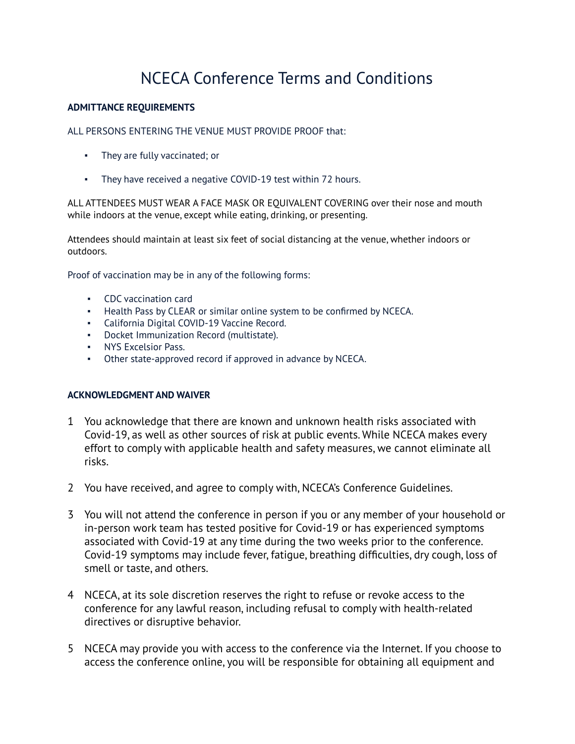# NCECA Conference Terms and Conditions

**ADMITTANCE REQUIREMENTS**

ALL PERSONS ENTERING THE VENUE MUST PROVIDE PROOF that:

- They are fully vaccinated; or
- They have received a negative COVID-19 test within 72 hours.

ALL ATTENDEES MUST WEAR A FACE MASK OR EQUIVALENT COVERING over their nose and mouth while indoors at the venue, except while eating, drinking, or presenting.

Attendees should maintain at least six feet of social distancing at the venue, whether indoors or outdoors.

Proof of vaccination may be in any of the following forms:

- CDC vaccination card
- Health Pass by CLEAR or similar online system to be confirmed by NCECA.
- California Digital COVID-19 Vaccine Record.
- Docket Immunization Record (multistate).
- NYS Excelsior Pass.
- Other state-approved record if approved in advance by NCECA.

**ACKNOWLEDGMENT AND WAIVER**

1. You acknowledge that there are known and unknown health risks associated with Covid-19, as well as other sources of risk at public events. While NCECA makes every effort to comply with applicable health and safety measures, we cannot eliminate all risks.
2. You have received, and agree to comply with, NCECA's Conference Guidelines.
3. You will not attend the conference in person if you or any member of your household or in-person work team has tested positive for Covid-19 or has experienced symptoms associated with Covid-19 at any time during the two weeks prior to the conference. Covid-19 symptoms may include fever, fatigue, breathing difficulties, dry cough, loss of smell or taste, and others.
4. NCECA, at its sole discretion reserves the right to refuse or revoke access to the conference for any lawful reason, including refusal to comply with health-related directives or disruptive behavior.
5. NCECA may provide you with access to the conference via the Internet. If you choose to access the conference online, you will be responsible for obtaining all equipment and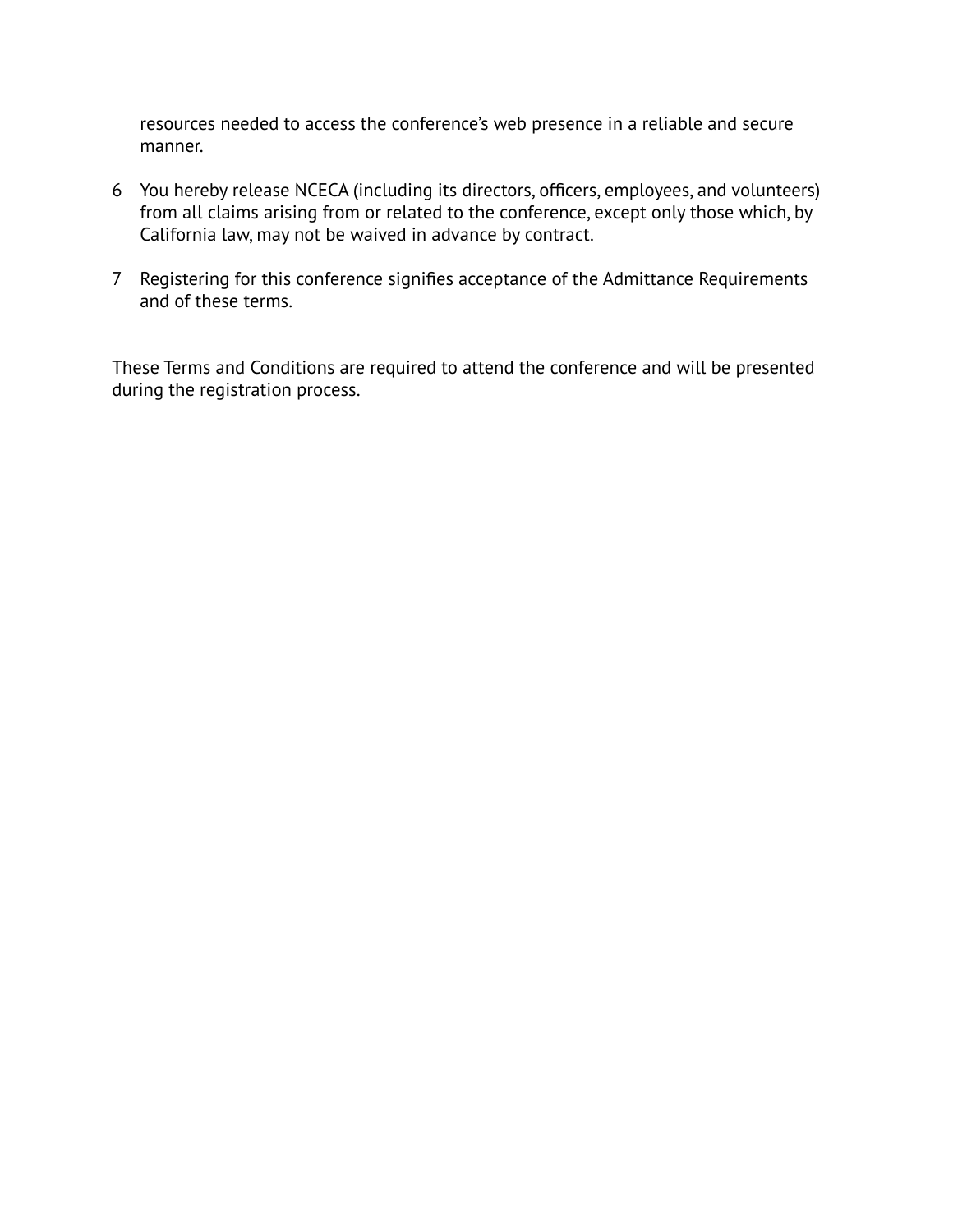resources needed to access the conference's web presence in a reliable and secure manner.

6. You hereby release NCECA (including its directors, officers, employees, and volunteers) from all claims arising from or related to the conference, except only those which, by California law, may not be waived in advance by contract.

7. Registering for this conference signifies acceptance of the Admittance Requirements and of these terms.

These Terms and Conditions are required to attend the conference and will be presented during the registration process.